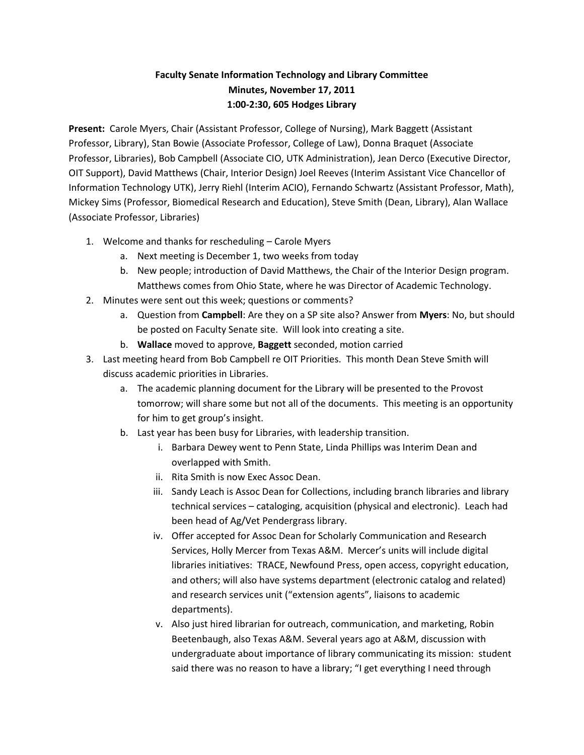**Faculty Senate Information Technology and Library Committee**
**Minutes, November 17, 2011**
**1:00-2:30, 605 Hodges Library**

**Present:** Carole Myers, Chair (Assistant Professor, College of Nursing), Mark Baggett (Assistant Professor, Library), Stan Bowie (Associate Professor, College of Law), Donna Braquet (Associate Professor, Libraries), Bob Campbell (Associate CIO, UTK Administration), Jean Derco (Executive Director, OIT Support), David Matthews (Chair, Interior Design) Joel Reeves (Interim Assistant Vice Chancellor of Information Technology UTK), Jerry Riehl (Interim ACIO), Fernando Schwartz (Assistant Professor, Math), Mickey Sims (Professor, Biomedical Research and Education), Steve Smith (Dean, Library), Alan Wallace (Associate Professor, Libraries)

1. Welcome and thanks for rescheduling – Carole Myers
   a. Next meeting is December 1, two weeks from today
   b. New people; introduction of David Matthews, the Chair of the Interior Design program. Matthews comes from Ohio State, where he was Director of Academic Technology.
2. Minutes were sent out this week; questions or comments?
   a. Question from **Campbell**: Are they on a SP site also? Answer from **Myers**: No, but should be posted on Faculty Senate site. Will look into creating a site.
   b. **Wallace** moved to approve, **Baggett** seconded, motion carried
3. Last meeting heard from Bob Campbell re OIT Priorities. This month Dean Steve Smith will discuss academic priorities in Libraries.
   a. The academic planning document for the Library will be presented to the Provost tomorrow; will share some but not all of the documents. This meeting is an opportunity for him to get group's insight.
   b. Last year has been busy for Libraries, with leadership transition.
      i. Barbara Dewey went to Penn State, Linda Phillips was Interim Dean and overlapped with Smith.
      ii. Rita Smith is now Exec Assoc Dean.
      iii. Sandy Leach is Assoc Dean for Collections, including branch libraries and library technical services – cataloging, acquisition (physical and electronic). Leach had been head of Ag/Vet Pendergrass library.
      iv. Offer accepted for Assoc Dean for Scholarly Communication and Research Services, Holly Mercer from Texas A&M. Mercer's units will include digital libraries initiatives: TRACE, Newfound Press, open access, copyright education, and others; will also have systems department (electronic catalog and related) and research services unit ("extension agents", liaisons to academic departments).
      v. Also just hired librarian for outreach, communication, and marketing, Robin Beetenbaugh, also Texas A&M. Several years ago at A&M, discussion with undergraduate about importance of library communicating its mission: student said there was no reason to have a library; "I get everything I need through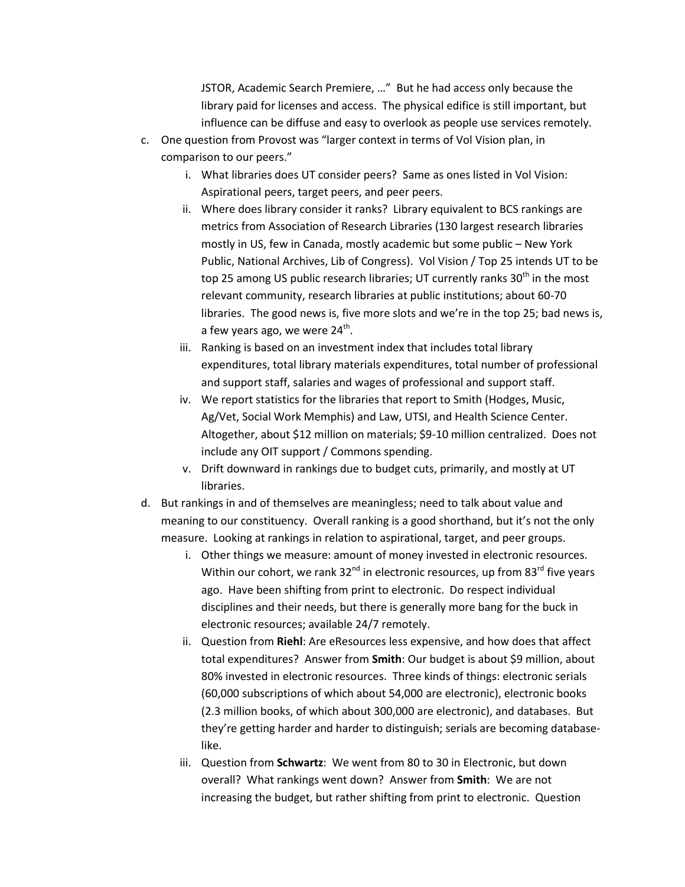JSTOR, Academic Search Premiere, …" But he had access only because the library paid for licenses and access. The physical edifice is still important, but influence can be diffuse and easy to overlook as people use services remotely.

c. One question from Provost was "larger context in terms of Vol Vision plan, in comparison to our peers."
    i. What libraries does UT consider peers? Same as ones listed in Vol Vision: Aspirational peers, target peers, and peer peers.
    ii. Where does library consider it ranks? Library equivalent to BCS rankings are metrics from Association of Research Libraries (130 largest research libraries mostly in US, few in Canada, mostly academic but some public – New York Public, National Archives, Lib of Congress). Vol Vision / Top 25 intends UT to be top 25 among US public research libraries; UT currently ranks 30th in the most relevant community, research libraries at public institutions; about 60-70 libraries. The good news is, five more slots and we're in the top 25; bad news is, a few years ago, we were 24th.
    iii. Ranking is based on an investment index that includes total library expenditures, total library materials expenditures, total number of professional and support staff, salaries and wages of professional and support staff.
    iv. We report statistics for the libraries that report to Smith (Hodges, Music, Ag/Vet, Social Work Memphis) and Law, UTSI, and Health Science Center. Altogether, about $12 million on materials; $9-10 million centralized. Does not include any OIT support / Commons spending.
    v. Drift downward in rankings due to budget cuts, primarily, and mostly at UT libraries.

d. But rankings in and of themselves are meaningless; need to talk about value and meaning to our constituency. Overall ranking is a good shorthand, but it's not the only measure. Looking at rankings in relation to aspirational, target, and peer groups.
    i. Other things we measure: amount of money invested in electronic resources. Within our cohort, we rank 32nd in electronic resources, up from 83rd five years ago. Have been shifting from print to electronic. Do respect individual disciplines and their needs, but there is generally more bang for the buck in electronic resources; available 24/7 remotely.
    ii. Question from **Riehl**: Are eResources less expensive, and how does that affect total expenditures? Answer from **Smith**: Our budget is about $9 million, about 80% invested in electronic resources. Three kinds of things: electronic serials (60,000 subscriptions of which about 54,000 are electronic), electronic books (2.3 million books, of which about 300,000 are electronic), and databases. But they're getting harder and harder to distinguish; serials are becoming database-like.
    iii. Question from **Schwartz**: We went from 80 to 30 in Electronic, but down overall? What rankings went down? Answer from **Smith**: We are not increasing the budget, but rather shifting from print to electronic. Question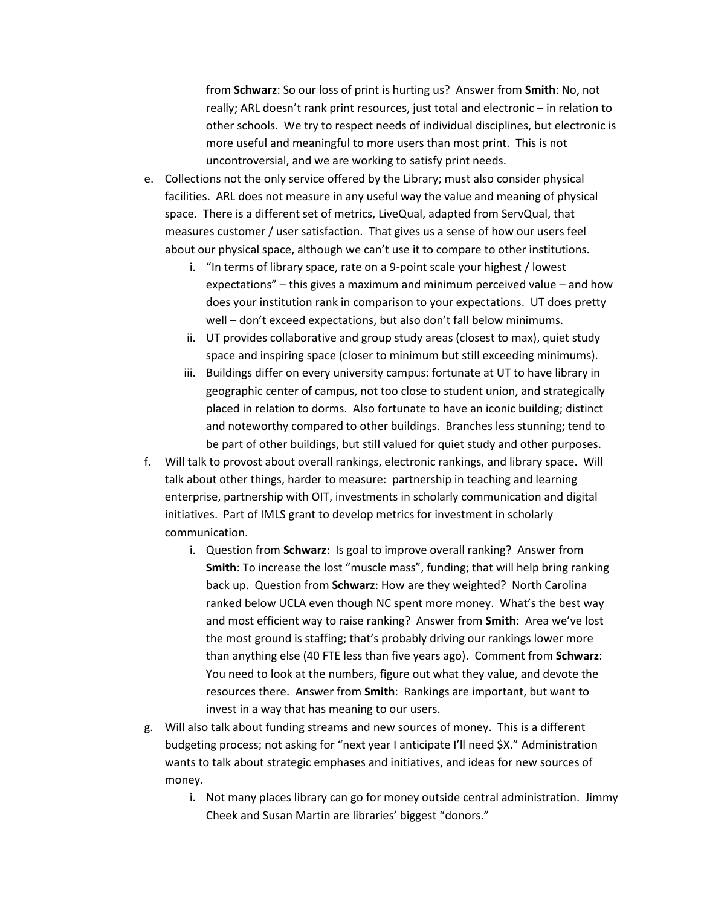from **Schwarz**: So our loss of print is hurting us? Answer from **Smith**: No, not really; ARL doesn't rank print resources, just total and electronic – in relation to other schools. We try to respect needs of individual disciplines, but electronic is more useful and meaningful to more users than most print. This is not uncontroversial, and we are working to satisfy print needs.

e. Collections not the only service offered by the Library; must also consider physical facilities. ARL does not measure in any useful way the value and meaning of physical space. There is a different set of metrics, LiveQual, adapted from ServQual, that measures customer / user satisfaction. That gives us a sense of how our users feel about our physical space, although we can't use it to compare to other institutions.
    i. "In terms of library space, rate on a 9-point scale your highest / lowest expectations" – this gives a maximum and minimum perceived value – and how does your institution rank in comparison to your expectations. UT does pretty well – don't exceed expectations, but also don't fall below minimums.
    ii. UT provides collaborative and group study areas (closest to max), quiet study space and inspiring space (closer to minimum but still exceeding minimums).
    iii. Buildings differ on every university campus: fortunate at UT to have library in geographic center of campus, not too close to student union, and strategically placed in relation to dorms. Also fortunate to have an iconic building; distinct and noteworthy compared to other buildings. Branches less stunning; tend to be part of other buildings, but still valued for quiet study and other purposes.

f. Will talk to provost about overall rankings, electronic rankings, and library space. Will talk about other things, harder to measure: partnership in teaching and learning enterprise, partnership with OIT, investments in scholarly communication and digital initiatives. Part of IMLS grant to develop metrics for investment in scholarly communication.
    i. Question from **Schwarz**: Is goal to improve overall ranking? Answer from **Smith**: To increase the lost "muscle mass", funding; that will help bring ranking back up. Question from **Schwarz**: How are they weighted? North Carolina ranked below UCLA even though NC spent more money. What's the best way and most efficient way to raise ranking? Answer from **Smith**: Area we've lost the most ground is staffing; that's probably driving our rankings lower more than anything else (40 FTE less than five years ago). Comment from **Schwarz**: You need to look at the numbers, figure out what they value, and devote the resources there. Answer from **Smith**: Rankings are important, but want to invest in a way that has meaning to our users.

g. Will also talk about funding streams and new sources of money. This is a different budgeting process; not asking for "next year I anticipate I'll need $X." Administration wants to talk about strategic emphases and initiatives, and ideas for new sources of money.
    i. Not many places library can go for money outside central administration. Jimmy Cheek and Susan Martin are libraries' biggest "donors."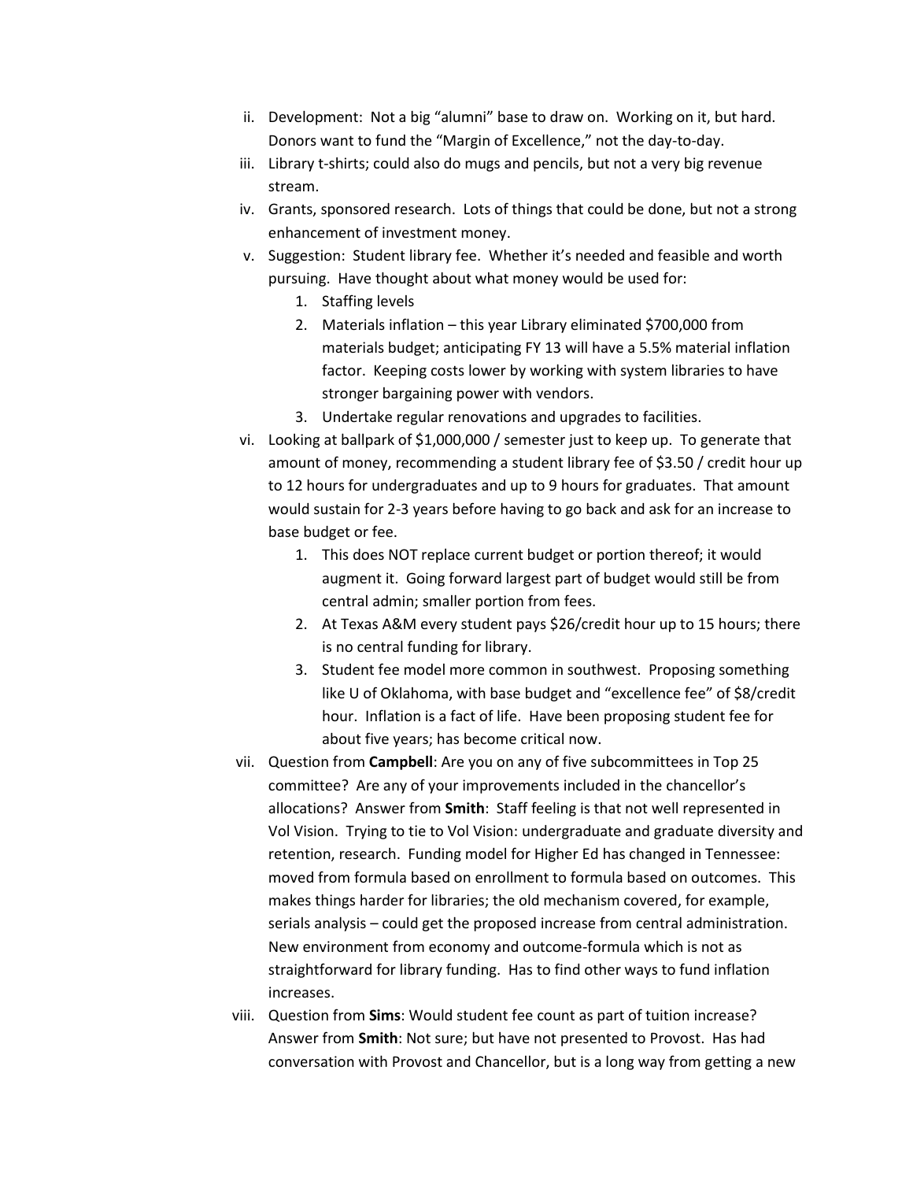ii. Development: Not a big "alumni" base to draw on. Working on it, but hard. Donors want to fund the "Margin of Excellence," not the day-to-day.

iii. Library t-shirts; could also do mugs and pencils, but not a very big revenue stream.

iv. Grants, sponsored research. Lots of things that could be done, but not a strong enhancement of investment money.

v. Suggestion: Student library fee. Whether it's needed and feasible and worth pursuing. Have thought about what money would be used for:
   1. Staffing levels
   2. Materials inflation – this year Library eliminated $700,000 from materials budget; anticipating FY 13 will have a 5.5% material inflation factor. Keeping costs lower by working with system libraries to have stronger bargaining power with vendors.
   3. Undertake regular renovations and upgrades to facilities.

vi. Looking at ballpark of $1,000,000 / semester just to keep up. To generate that amount of money, recommending a student library fee of $3.50 / credit hour up to 12 hours for undergraduates and up to 9 hours for graduates. That amount would sustain for 2-3 years before having to go back and ask for an increase to base budget or fee.
   1. This does NOT replace current budget or portion thereof; it would augment it. Going forward largest part of budget would still be from central admin; smaller portion from fees.
   2. At Texas A&M every student pays $26/credit hour up to 15 hours; there is no central funding for library.
   3. Student fee model more common in southwest. Proposing something like U of Oklahoma, with base budget and "excellence fee" of $8/credit hour. Inflation is a fact of life. Have been proposing student fee for about five years; has become critical now.

vii. Question from **Campbell**: Are you on any of five subcommittees in Top 25 committee? Are any of your improvements included in the chancellor's allocations? Answer from **Smith**: Staff feeling is that not well represented in Vol Vision. Trying to tie to Vol Vision: undergraduate and graduate diversity and retention, research. Funding model for Higher Ed has changed in Tennessee: moved from formula based on enrollment to formula based on outcomes. This makes things harder for libraries; the old mechanism covered, for example, serials analysis – could get the proposed increase from central administration. New environment from economy and outcome-formula which is not as straightforward for library funding. Has to find other ways to fund inflation increases.

viii. Question from **Sims**: Would student fee count as part of tuition increase? Answer from **Smith**: Not sure; but have not presented to Provost. Has had conversation with Provost and Chancellor, but is a long way from getting a new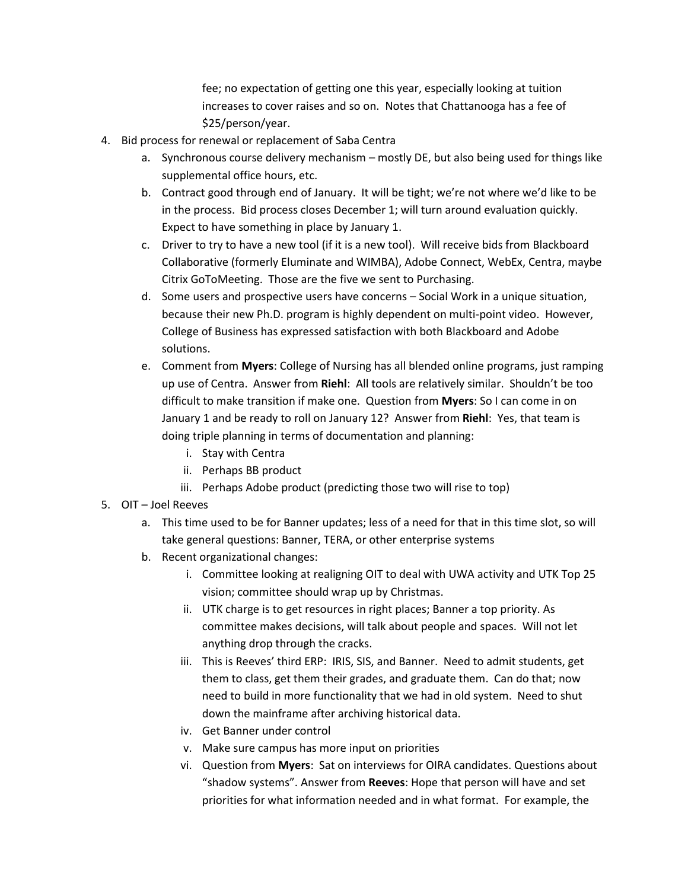fee; no expectation of getting one this year, especially looking at tuition increases to cover raises and so on. Notes that Chattanooga has a fee of $25/person/year.

4. Bid process for renewal or replacement of Saba Centra
   a. Synchronous course delivery mechanism – mostly DE, but also being used for things like supplemental office hours, etc.
   b. Contract good through end of January. It will be tight; we're not where we'd like to be in the process. Bid process closes December 1; will turn around evaluation quickly. Expect to have something in place by January 1.
   c. Driver to try to have a new tool (if it is a new tool). Will receive bids from Blackboard Collaborative (formerly Eluminate and WIMBA), Adobe Connect, WebEx, Centra, maybe Citrix GoToMeeting. Those are the five we sent to Purchasing.
   d. Some users and prospective users have concerns – Social Work in a unique situation, because their new Ph.D. program is highly dependent on multi-point video. However, College of Business has expressed satisfaction with both Blackboard and Adobe solutions.
   e. Comment from **Myers**: College of Nursing has all blended online programs, just ramping up use of Centra. Answer from **Riehl**: All tools are relatively similar. Shouldn't be too difficult to make transition if make one. Question from **Myers**: So I can come in on January 1 and be ready to roll on January 12? Answer from **Riehl**: Yes, that team is doing triple planning in terms of documentation and planning:
      i. Stay with Centra
      ii. Perhaps BB product
      iii. Perhaps Adobe product (predicting those two will rise to top)
5. OIT – Joel Reeves
   a. This time used to be for Banner updates; less of a need for that in this time slot, so will take general questions: Banner, TERA, or other enterprise systems
   b. Recent organizational changes:
      i. Committee looking at realigning OIT to deal with UWA activity and UTK Top 25 vision; committee should wrap up by Christmas.
      ii. UTK charge is to get resources in right places; Banner a top priority. As committee makes decisions, will talk about people and spaces. Will not let anything drop through the cracks.
      iii. This is Reeves' third ERP: IRIS, SIS, and Banner. Need to admit students, get them to class, get them their grades, and graduate them. Can do that; now need to build in more functionality that we had in old system. Need to shut down the mainframe after archiving historical data.
      iv. Get Banner under control
      v. Make sure campus has more input on priorities
      vi. Question from **Myers**: Sat on interviews for OIRA candidates. Questions about "shadow systems". Answer from **Reeves**: Hope that person will have and set priorities for what information needed and in what format. For example, the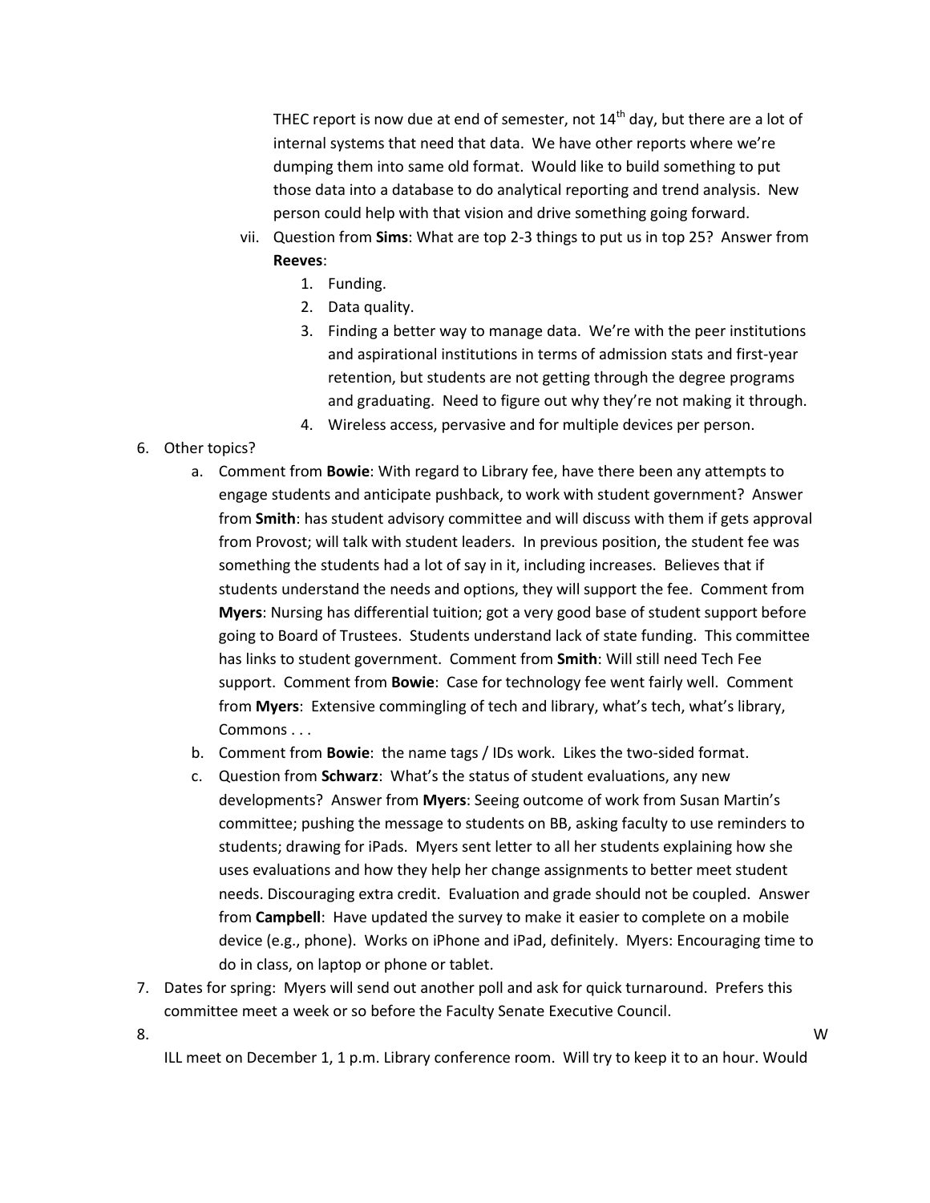THEC report is now due at end of semester, not 14th day, but there are a lot of internal systems that need that data. We have other reports where we're dumping them into same old format. Would like to build something to put those data into a database to do analytical reporting and trend analysis. New person could help with that vision and drive something going forward.

vii. Question from **Sims**: What are top 2-3 things to put us in top 25? Answer from **Reeves**:
   1. Funding.
   2. Data quality.
   3. Finding a better way to manage data. We're with the peer institutions and aspirational institutions in terms of admission stats and first-year retention, but students are not getting through the degree programs and graduating. Need to figure out why they're not making it through.
   4. Wireless access, pervasive and for multiple devices per person.

6. Other topics?
   a. Comment from **Bowie**: With regard to Library fee, have there been any attempts to engage students and anticipate pushback, to work with student government? Answer from **Smith**: has student advisory committee and will discuss with them if gets approval from Provost; will talk with student leaders. In previous position, the student fee was something the students had a lot of say in it, including increases. Believes that if students understand the needs and options, they will support the fee. Comment from **Myers**: Nursing has differential tuition; got a very good base of student support before going to Board of Trustees. Students understand lack of state funding. This committee has links to student government. Comment from **Smith**: Will still need Tech Fee support. Comment from **Bowie**: Case for technology fee went fairly well. Comment from **Myers**: Extensive commingling of tech and library, what's tech, what's library, Commons . . .
   b. Comment from **Bowie**: the name tags / IDs work. Likes the two-sided format.
   c. Question from **Schwarz**: What's the status of student evaluations, any new developments? Answer from **Myers**: Seeing outcome of work from Susan Martin's committee; pushing the message to students on BB, asking faculty to use reminders to students; drawing for iPads. Myers sent letter to all her students explaining how she uses evaluations and how they help her change assignments to better meet student needs. Discouraging extra credit. Evaluation and grade should not be coupled. Answer from **Campbell**: Have updated the survey to make it easier to complete on a mobile device (e.g., phone). Works on iPhone and iPad, definitely. Myers: Encouraging time to do in class, on laptop or phone or tablet.
7. Dates for spring: Myers will send out another poll and ask for quick turnaround. Prefers this committee meet a week or so before the Faculty Senate Executive Council.
8. W
ILL meet on December 1, 1 p.m. Library conference room. Will try to keep it to an hour. Would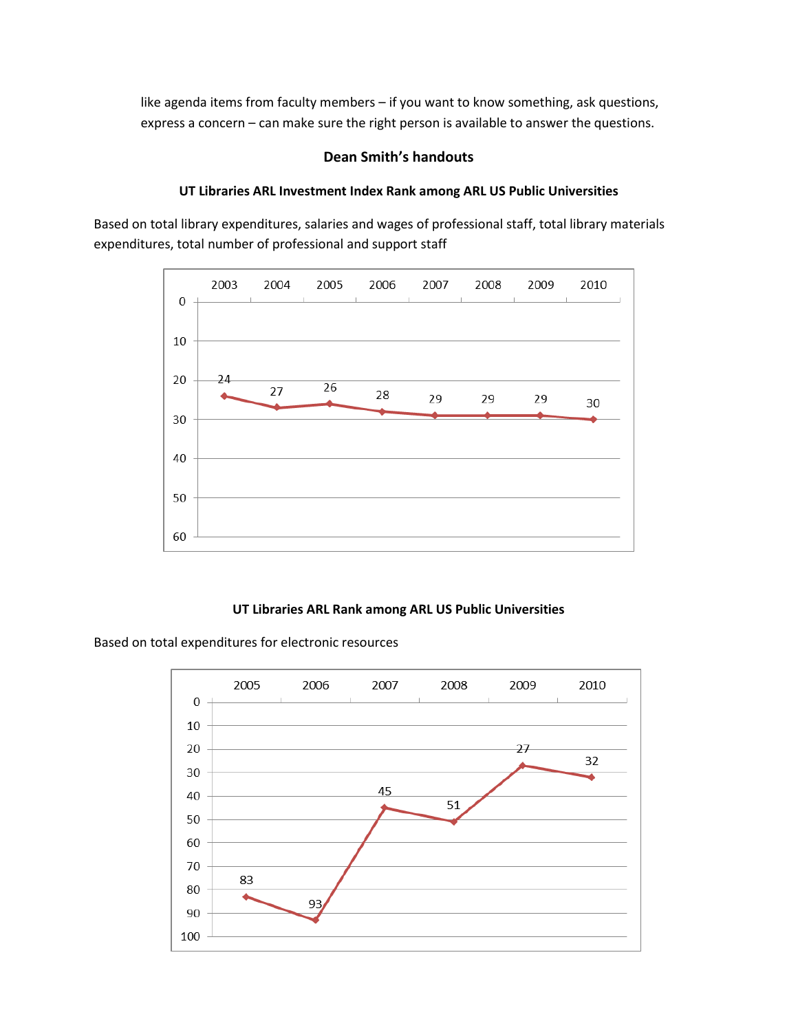like agenda items from faculty members – if you want to know something, ask questions, express a concern – can make sure the right person is available to answer the questions.

## Dean Smith's handouts

### UT Libraries ARL Investment Index Rank among ARL US Public Universities

Based on total library expenditures, salaries and wages of professional staff, total library materials expenditures, total number of professional and support staff

| Year | 2003 | 2004 | 2005 | 2006 | 2007 | 2008 | 2009 | 2010 |
|---|---|---|---|---|---|---|---|---|
| Rank | 24 | 27 | 26 | 28 | 29 | 29 | 29 | 30 |

### UT Libraries ARL Rank among ARL US Public Universities

Based on total expenditures for electronic resources

| Year | 2005 | 2006 | 2007 | 2008 | 2009 | 2010 |
|---|---|---|---|---|---|---|
| Rank | 83 | 93 | 45 | 51 | 27 | 32 |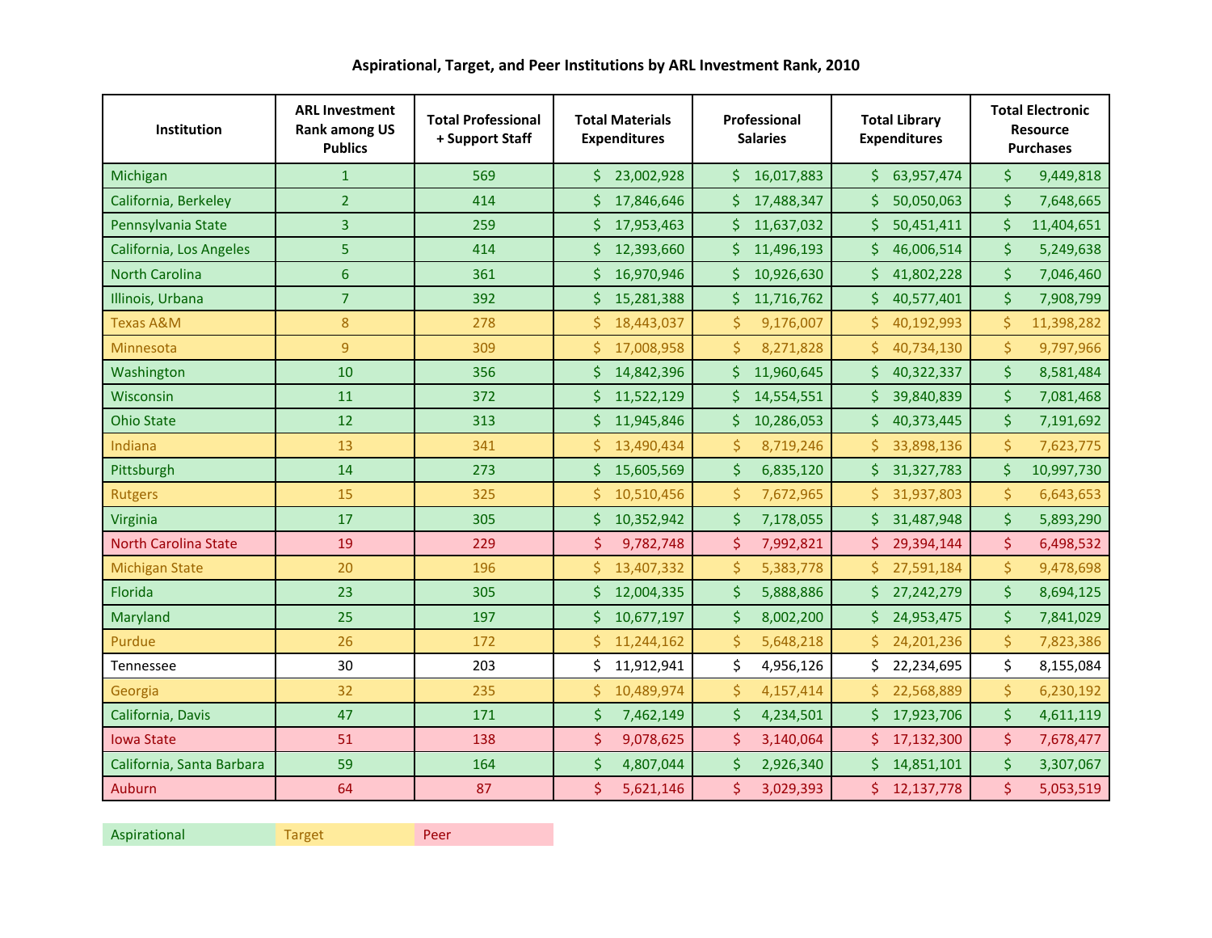**Aspirational, Target, and Peer Institutions by ARL Investment Rank, 2010**

| Institution | ARL Investment Rank among US Publics | Total Professional + Support Staff | Total Materials Expenditures | Professional Salaries | Total Library Expenditures | Total Electronic Resource Purchases |
|---|---|---|---|---|---|---|
| Michigan | 1 | 569 | $ 23,002,928 | $ 16,017,883 | $ 63,957,474 | $ 9,449,818 |
| California, Berkeley | 2 | 414 | $ 17,846,646 | $ 17,488,347 | $ 50,050,063 | $ 7,648,665 |
| Pennsylvania State | 3 | 259 | $ 17,953,463 | $ 11,637,032 | $ 50,451,411 | $ 11,404,651 |
| California, Los Angeles | 5 | 414 | $ 12,393,660 | $ 11,496,193 | $ 46,006,514 | $ 5,249,638 |
| North Carolina | 6 | 361 | $ 16,970,946 | $ 10,926,630 | $ 41,802,228 | $ 7,046,460 |
| Illinois, Urbana | 7 | 392 | $ 15,281,388 | $ 11,716,762 | $ 40,577,401 | $ 7,908,799 |
| Texas A&M | 8 | 278 | $ 18,443,037 | $ 9,176,007 | $ 40,192,993 | $ 11,398,282 |
| Minnesota | 9 | 309 | $ 17,008,958 | $ 8,271,828 | $ 40,734,130 | $ 9,797,966 |
| Washington | 10 | 356 | $ 14,842,396 | $ 11,960,645 | $ 40,322,337 | $ 8,581,484 |
| Wisconsin | 11 | 372 | $ 11,522,129 | $ 14,554,551 | $ 39,840,839 | $ 7,081,468 |
| Ohio State | 12 | 313 | $ 11,945,846 | $ 10,286,053 | $ 40,373,445 | $ 7,191,692 |
| Indiana | 13 | 341 | $ 13,490,434 | $ 8,719,246 | $ 33,898,136 | $ 7,623,775 |
| Pittsburgh | 14 | 273 | $ 15,605,569 | $ 6,835,120 | $ 31,327,783 | $ 10,997,730 |
| Rutgers | 15 | 325 | $ 10,510,456 | $ 7,672,965 | $ 31,937,803 | $ 6,643,653 |
| Virginia | 17 | 305 | $ 10,352,942 | $ 7,178,055 | $ 31,487,948 | $ 5,893,290 |
| North Carolina State | 19 | 229 | $ 9,782,748 | $ 7,992,821 | $ 29,394,144 | $ 6,498,532 |
| Michigan State | 20 | 196 | $ 13,407,332 | $ 5,383,778 | $ 27,591,184 | $ 9,478,698 |
| Florida | 23 | 305 | $ 12,004,335 | $ 5,888,886 | $ 27,242,279 | $ 8,694,125 |
| Maryland | 25 | 197 | $ 10,677,197 | $ 8,002,200 | $ 24,953,475 | $ 7,841,029 |
| Purdue | 26 | 172 | $ 11,244,162 | $ 5,648,218 | $ 24,201,236 | $ 7,823,386 |
| Tennessee | 30 | 203 | $ 11,912,941 | $ 4,956,126 | $ 22,234,695 | $ 8,155,084 |
| Georgia | 32 | 235 | $ 10,489,974 | $ 4,157,414 | $ 22,568,889 | $ 6,230,192 |
| California, Davis | 47 | 171 | $ 7,462,149 | $ 4,234,501 | $ 17,923,706 | $ 4,611,119 |
| Iowa State | 51 | 138 | $ 9,078,625 | $ 3,140,064 | $ 17,132,300 | $ 7,678,477 |
| California, Santa Barbara | 59 | 164 | $ 4,807,044 | $ 2,926,340 | $ 14,851,101 | $ 3,307,067 |
| Auburn | 64 | 87 | $ 5,621,146 | $ 3,029,393 | $ 12,137,778 | $ 5,053,519 |

Aspirational | Target | Peer